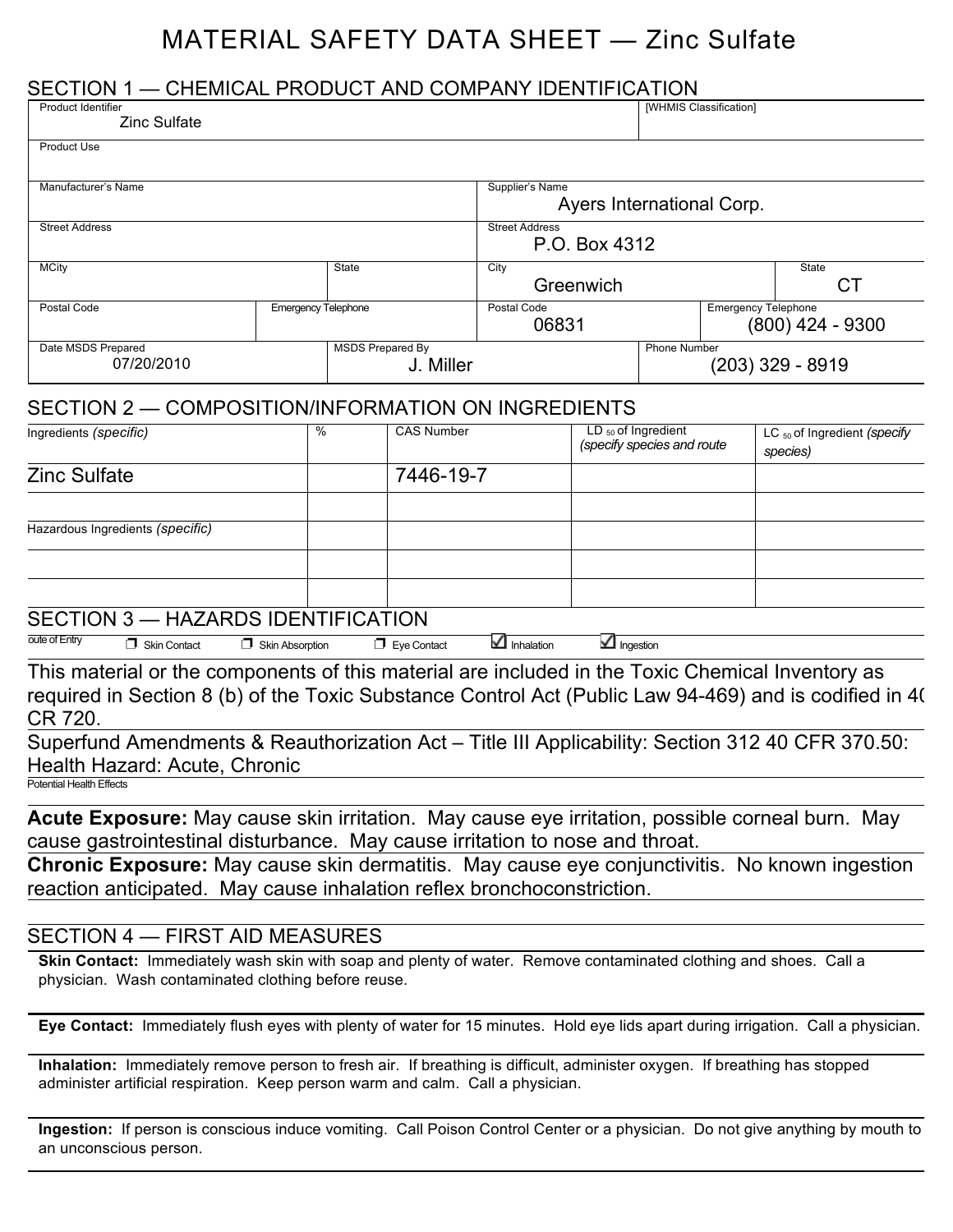# MATERIAL SAFETY DATA SHEET — Zinc Sulfate

## SECTION 1 — CHEMICAL PRODUCT AND COMPANY IDENTIFICATION

| Product Identifier | [WHMIS Classification] |
|---|---|
| Zinc Sulfate | |

| Product Use |
|---|
| |

| Manufacturer's Name | | Supplier's Name | |
|---|---|---|---|
| | | Ayers International Corp. | |
| **Street Address** | | **Street Address** | |
| | | P.O. Box 4312 | |
| **MCity** | **State** | **City** | **State** |
| | | Greenwich | CT |
| **Postal Code** | **Emergency Telephone** | **Postal Code** | **Emergency Telephone** |
| | | 06831 | (800) 424 - 9300 |

| Date MSDS Prepared | MSDS Prepared By | Phone Number |
|---|---|---|
| 07/20/2010 | J. Miller | (203) 329 - 8919 |

## SECTION 2 — COMPOSITION/INFORMATION ON INGREDIENTS

| Ingredients *(specific)* | % | CAS Number | $LD_{50}$ of Ingredient *(specify species and route* | $LC_{50}$ of Ingredient *(specify species)* |
|---|---|---|---|---|
| Zinc Sulfate | | 7446-19-7 | | |
| | | | | |
| Hazardous Ingredients *(specific)* | | | | |
| | | | | |
| | | | | |

## SECTION 3 — HAZARDS IDENTIFICATION

oute of Entry ☐ Skin Contact ☐ Skin Absorption ☐ Eye Contact ☑ Inhalation ☑ Ingestion

This material or the components of this material are included in the Toxic Chemical Inventory as required in Section 8 (b) of the Toxic Substance Control Act (Public Law 94-469) and is codified in 40 CR 720.

Superfund Amendments & Reauthorization Act – Title III Applicability: Section 312 40 CFR 370.50: Health Hazard: Acute, Chronic

Potential Health Effects

**Acute Exposure:** May cause skin irritation. May cause eye irritation, possible corneal burn. May cause gastrointestinal disturbance. May cause irritation to nose and throat.

**Chronic Exposure:** May cause skin dermatitis. May cause eye conjunctivitis. No known ingestion reaction anticipated. May cause inhalation reflex bronchoconstriction.

## SECTION 4 — FIRST AID MEASURES

**Skin Contact:** Immediately wash skin with soap and plenty of water. Remove contaminated clothing and shoes. Call a physician. Wash contaminated clothing before reuse.

**Eye Contact:** Immediately flush eyes with plenty of water for 15 minutes. Hold eye lids apart during irrigation. Call a physician.

**Inhalation:** Immediately remove person to fresh air. If breathing is difficult, administer oxygen. If breathing has stopped administer artificial respiration. Keep person warm and calm. Call a physician.

**Ingestion:** If person is conscious induce vomiting. Call Poison Control Center or a physician. Do not give anything by mouth to an unconscious person.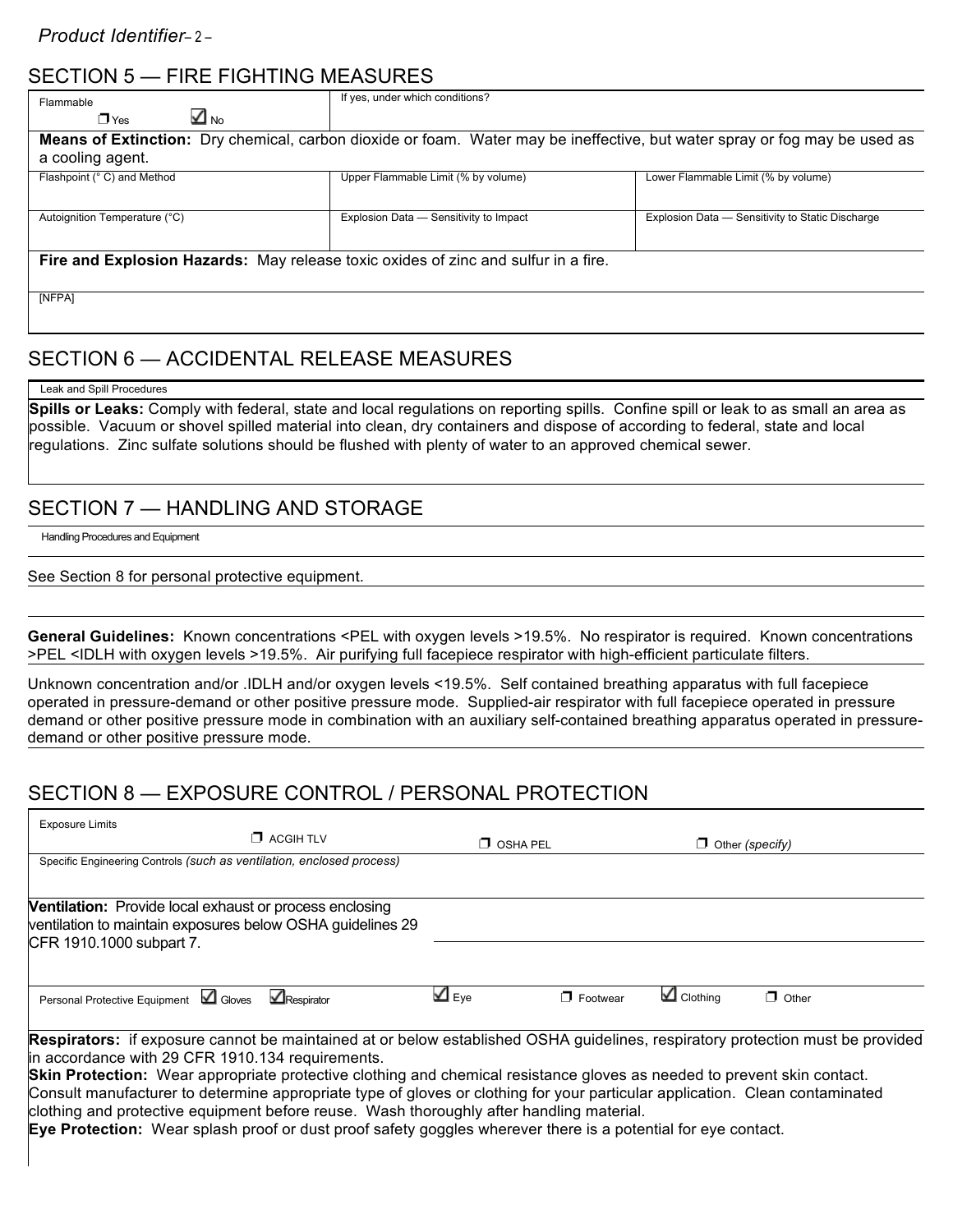## SECTION 5 — FIRE FIGHTING MEASURES

| Flammable | If yes, under which conditions? | |
|---|---|---|
| ☐ Yes ☑ No | | |

**Means of Extinction:** Dry chemical, carbon dioxide or foam. Water may be ineffective, but water spray or fog may be used as a cooling agent.

| Flashpoint (° C) and Method | Upper Flammable Limit (% by volume) | Lower Flammable Limit (% by volume) |
|---|---|---|
| | | |
| **Autoignition Temperature (°C)** | **Explosion Data — Sensitivity to Impact** | **Explosion Data — Sensitivity to Static Discharge** |
| | | |

**Fire and Explosion Hazards:** May release toxic oxides of zinc and sulfur in a fire.

[NFPA]

## SECTION 6 — ACCIDENTAL RELEASE MEASURES

Leak and Spill Procedures

**Spills or Leaks:** Comply with federal, state and local regulations on reporting spills. Confine spill or leak to as small an area as possible. Vacuum or shovel spilled material into clean, dry containers and dispose of according to federal, state and local regulations. Zinc sulfate solutions should be flushed with plenty of water to an approved chemical sewer.

## SECTION 7 — HANDLING AND STORAGE

Handling Procedures and Equipment

See Section 8 for personal protective equipment.

**General Guidelines:** Known concentrations <PEL with oxygen levels >19.5%. No respirator is required. Known concentrations >PEL <IDLH with oxygen levels >19.5%. Air purifying full facepiece respirator with high-efficient particulate filters.

Unknown concentration and/or .IDLH and/or oxygen levels <19.5%. Self contained breathing apparatus with full facepiece operated in pressure-demand or other positive pressure mode. Supplied-air respirator with full facepiece operated in pressure demand or other positive pressure mode in combination with an auxiliary self-contained breathing apparatus operated in pressure-demand or other positive pressure mode.

## SECTION 8 — EXPOSURE CONTROL / PERSONAL PROTECTION

Exposure Limits ☐ ACGIH TLV ☐ OSHA PEL ☐ Other *(specify)*

Specific Engineering Controls *(such as ventilation, enclosed process)*

**Ventilation:** Provide local exhaust or process enclosing ventilation to maintain exposures below OSHA guidelines 29 CFR 1910.1000 subpart 7.

Personal Protective Equipment ☑ Gloves ☑ Respirator ☑ Eye ☐ Footwear ☑ Clothing ☐ Other

**Respirators:** if exposure cannot be maintained at or below established OSHA guidelines, respiratory protection must be provided in accordance with 29 CFR 1910.134 requirements.
**Skin Protection:** Wear appropriate protective clothing and chemical resistance gloves as needed to prevent skin contact. Consult manufacturer to determine appropriate type of gloves or clothing for your particular application. Clean contaminated clothing and protective equipment before reuse. Wash thoroughly after handling material.
**Eye Protection:** Wear splash proof or dust proof safety goggles wherever there is a potential for eye contact.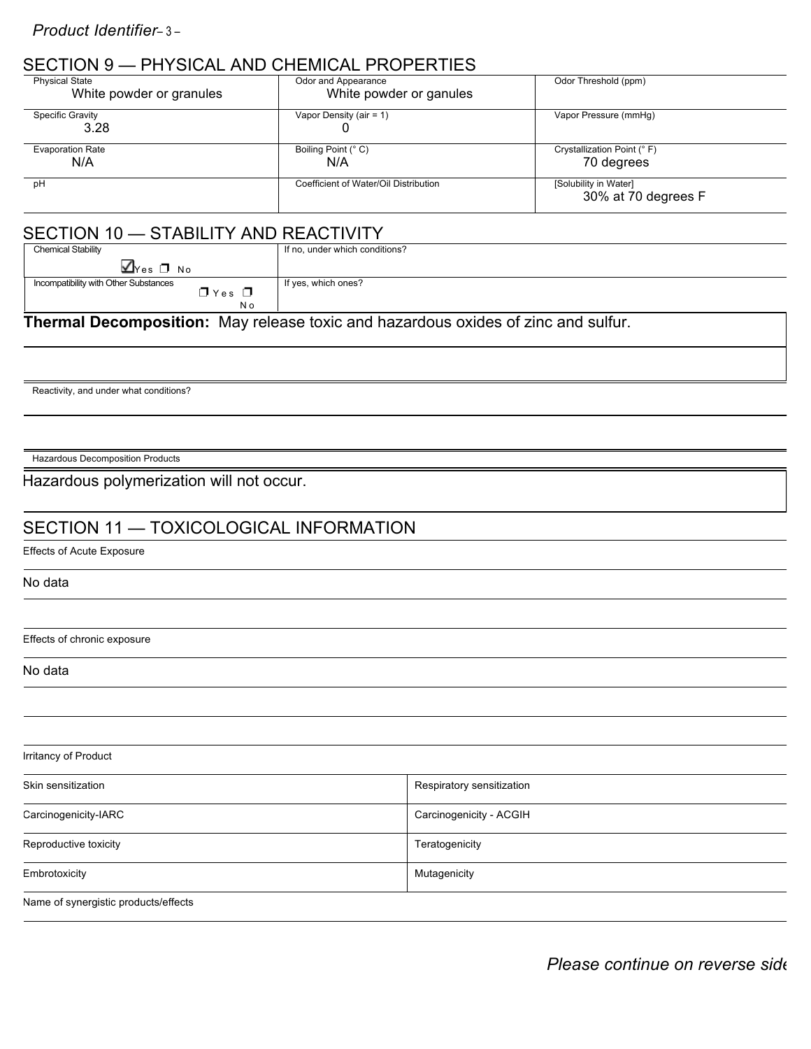## SECTION 9 — PHYSICAL AND CHEMICAL PROPERTIES

| Physical State | Odor and Appearance | Odor Threshold (ppm) |
|---|---|---|
| White powder or granules | White powder or ganules | |
| **Specific Gravity** | **Vapor Density (air = 1)** | **Vapor Pressure (mmHg)** |
| 3.28 | 0 | |
| **Evaporation Rate** | **Boiling Point (° C)** | **Crystallization Point (° F)** |
| N/A | N/A | 70 degrees |
| **pH** | **Coefficient of Water/Oil Distribution** | **[Solubility in Water]** |
| | | 30% at 70 degrees F |

## SECTION 10 — STABILITY AND REACTIVITY

| Chemical Stability | If no, under which conditions? |
|---|---|
| ☑ Yes ☐ No | |
| **Incompatibility with Other Substances** | **If yes, which ones?** |
| ☐ Yes ☐ No | |

**Thermal Decomposition:** May release toxic and hazardous oxides of zinc and sulfur.

Reactivity, and under what conditions?

Hazardous Decomposition Products

Hazardous polymerization will not occur.

## SECTION 11 — TOXICOLOGICAL INFORMATION

Effects of Acute Exposure

No data

Effects of chronic exposure

No data

Irritancy of Product

| Skin sensitization | Respiratory sensitization |
|---|---|
| Carcinogenicity-IARC | Carcinogenicity - ACGIH |
| Reproductive toxicity | Teratogenicity |
| Embrotoxicity | Mutagenicity |

Name of synergistic products/effects

*Please continue on reverse side*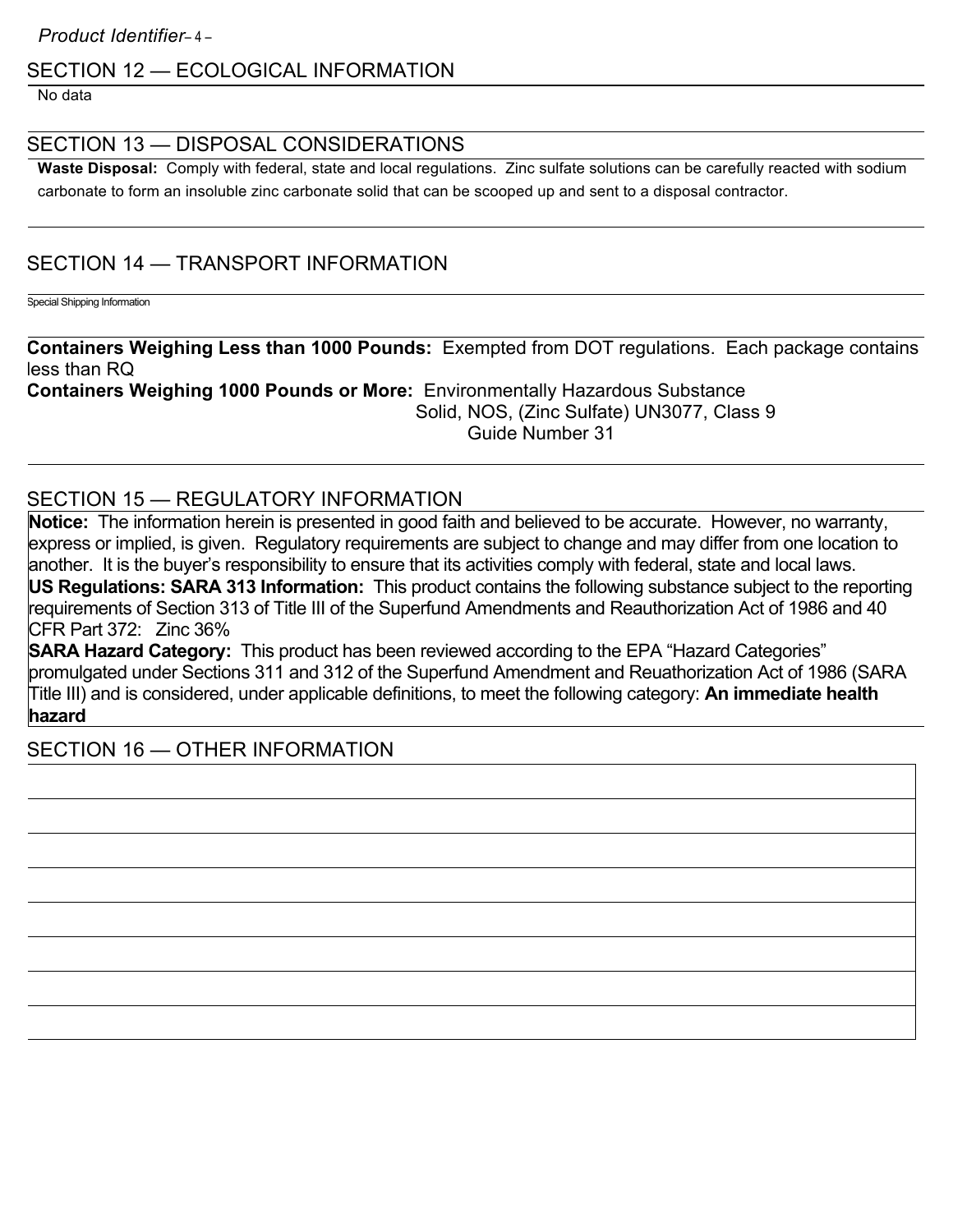## SECTION 12 — ECOLOGICAL INFORMATION

No data

## SECTION 13 — DISPOSAL CONSIDERATIONS

**Waste Disposal:** Comply with federal, state and local regulations. Zinc sulfate solutions can be carefully reacted with sodium carbonate to form an insoluble zinc carbonate solid that can be scooped up and sent to a disposal contractor.

## SECTION 14 — TRANSPORT INFORMATION

Special Shipping Information

**Containers Weighing Less than 1000 Pounds:** Exempted from DOT regulations. Each package contains less than RQ

**Containers Weighing 1000 Pounds or More:** Environmentally Hazardous Substance
Solid, NOS, (Zinc Sulfate) UN3077, Class 9
Guide Number 31

## SECTION 15 — REGULATORY INFORMATION

**Notice:** The information herein is presented in good faith and believed to be accurate. However, no warranty, express or implied, is given. Regulatory requirements are subject to change and may differ from one location to another. It is the buyer's responsibility to ensure that its activities comply with federal, state and local laws.

**US Regulations: SARA 313 Information:** This product contains the following substance subject to the reporting requirements of Section 313 of Title III of the Superfund Amendments and Reauthorization Act of 1986 and 40 CFR Part 372: Zinc 36%

**SARA Hazard Category:** This product has been reviewed according to the EPA "Hazard Categories" promulgated under Sections 311 and 312 of the Superfund Amendment and Reuathorization Act of 1986 (SARA Title III) and is considered, under applicable definitions, to meet the following category: **An immediate health hazard**

## SECTION 16 — OTHER INFORMATION